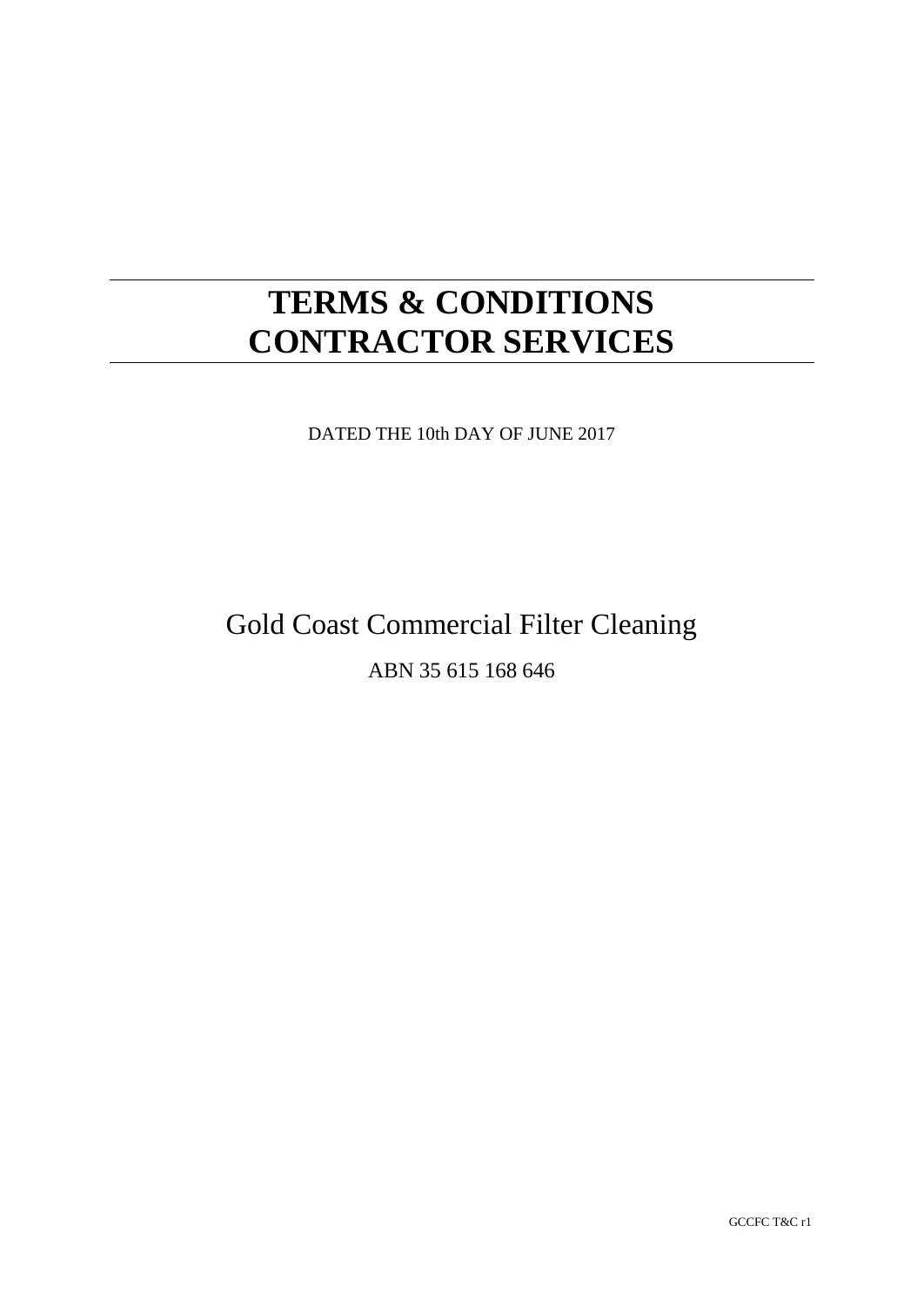# TERMS & CONDITIONS CONTRACTOR SERVICES

DATED THE 10th DAY OF JUNE 2017

Gold Coast Commercial Filter Cleaning

ABN 35 615 168 646

GCCFC T&C r1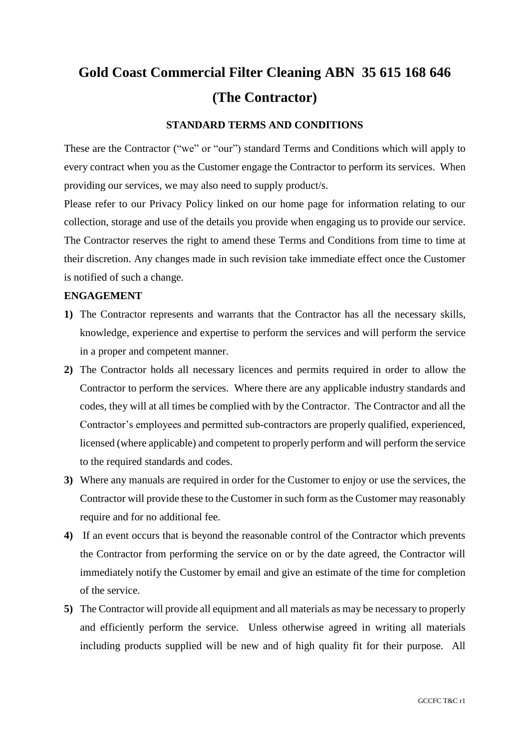# Gold Coast Commercial Filter Cleaning ABN 35 615 168 646 (The Contractor)

## STANDARD TERMS AND CONDITIONS

These are the Contractor ("we" or "our") standard Terms and Conditions which will apply to every contract when you as the Customer engage the Contractor to perform its services. When providing our services, we may also need to supply product/s.

Please refer to our Privacy Policy linked on our home page for information relating to our collection, storage and use of the details you provide when engaging us to provide our service. The Contractor reserves the right to amend these Terms and Conditions from time to time at their discretion. Any changes made in such revision take immediate effect once the Customer is notified of such a change.

**ENGAGEMENT**

**1)** The Contractor represents and warrants that the Contractor has all the necessary skills, knowledge, experience and expertise to perform the services and will perform the service in a proper and competent manner.

**2)** The Contractor holds all necessary licences and permits required in order to allow the Contractor to perform the services. Where there are any applicable industry standards and codes, they will at all times be complied with by the Contractor. The Contractor and all the Contractor's employees and permitted sub-contractors are properly qualified, experienced, licensed (where applicable) and competent to properly perform and will perform the service to the required standards and codes.

**3)** Where any manuals are required in order for the Customer to enjoy or use the services, the Contractor will provide these to the Customer in such form as the Customer may reasonably require and for no additional fee.

**4)** If an event occurs that is beyond the reasonable control of the Contractor which prevents the Contractor from performing the service on or by the date agreed, the Contractor will immediately notify the Customer by email and give an estimate of the time for completion of the service.

**5)** The Contractor will provide all equipment and all materials as may be necessary to properly and efficiently perform the service. Unless otherwise agreed in writing all materials including products supplied will be new and of high quality fit for their purpose. All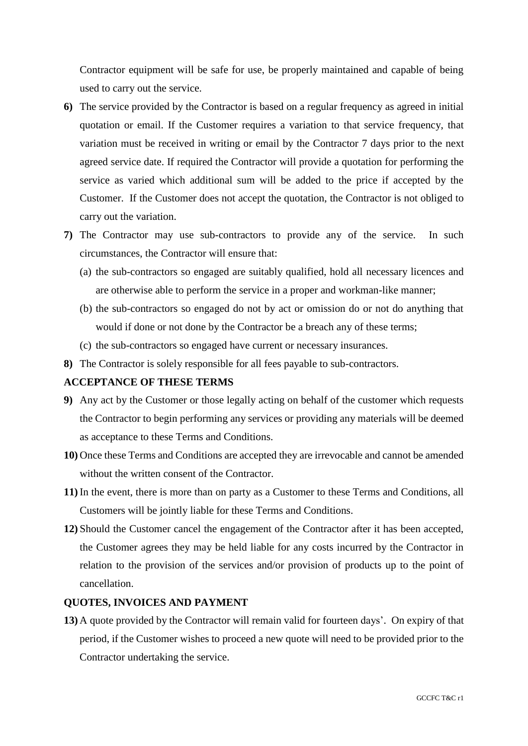Contractor equipment will be safe for use, be properly maintained and capable of being used to carry out the service.

**6)** The service provided by the Contractor is based on a regular frequency as agreed in initial quotation or email. If the Customer requires a variation to that service frequency, that variation must be received in writing or email by the Contractor 7 days prior to the next agreed service date. If required the Contractor will provide a quotation for performing the service as varied which additional sum will be added to the price if accepted by the Customer. If the Customer does not accept the quotation, the Contractor is not obliged to carry out the variation.

**7)** The Contractor may use sub-contractors to provide any of the service. In such circumstances, the Contractor will ensure that:

(a) the sub-contractors so engaged are suitably qualified, hold all necessary licences and are otherwise able to perform the service in a proper and workman-like manner;

(b) the sub-contractors so engaged do not by act or omission do or not do anything that would if done or not done by the Contractor be a breach any of these terms;

(c) the sub-contractors so engaged have current or necessary insurances.

**8)** The Contractor is solely responsible for all fees payable to sub-contractors.

**ACCEPTANCE OF THESE TERMS**

**9)** Any act by the Customer or those legally acting on behalf of the customer which requests the Contractor to begin performing any services or providing any materials will be deemed as acceptance to these Terms and Conditions.

**10)** Once these Terms and Conditions are accepted they are irrevocable and cannot be amended without the written consent of the Contractor.

**11)** In the event, there is more than on party as a Customer to these Terms and Conditions, all Customers will be jointly liable for these Terms and Conditions.

**12)** Should the Customer cancel the engagement of the Contractor after it has been accepted, the Customer agrees they may be held liable for any costs incurred by the Contractor in relation to the provision of the services and/or provision of products up to the point of cancellation.

**QUOTES, INVOICES AND PAYMENT**

**13)** A quote provided by the Contractor will remain valid for fourteen days'. On expiry of that period, if the Customer wishes to proceed a new quote will need to be provided prior to the Contractor undertaking the service.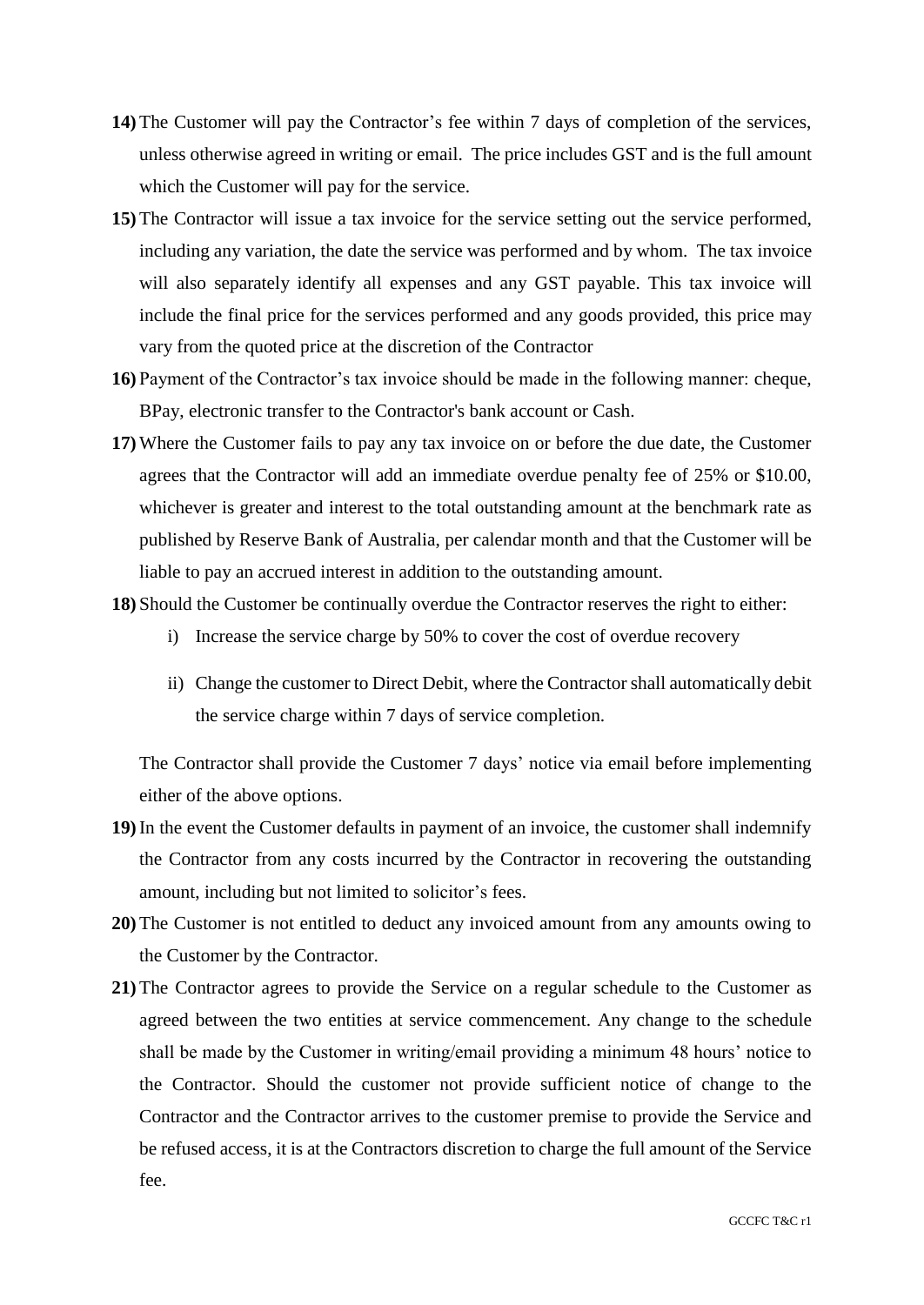**14)** The Customer will pay the Contractor's fee within 7 days of completion of the services, unless otherwise agreed in writing or email. The price includes GST and is the full amount which the Customer will pay for the service.

**15)** The Contractor will issue a tax invoice for the service setting out the service performed, including any variation, the date the service was performed and by whom. The tax invoice will also separately identify all expenses and any GST payable. This tax invoice will include the final price for the services performed and any goods provided, this price may vary from the quoted price at the discretion of the Contractor

**16)** Payment of the Contractor's tax invoice should be made in the following manner: cheque, BPay, electronic transfer to the Contractor's bank account or Cash.

**17)** Where the Customer fails to pay any tax invoice on or before the due date, the Customer agrees that the Contractor will add an immediate overdue penalty fee of 25% or $10.00, whichever is greater and interest to the total outstanding amount at the benchmark rate as published by Reserve Bank of Australia, per calendar month and that the Customer will be liable to pay an accrued interest in addition to the outstanding amount.

**18)** Should the Customer be continually overdue the Contractor reserves the right to either:

i) Increase the service charge by 50% to cover the cost of overdue recovery

ii) Change the customer to Direct Debit, where the Contractor shall automatically debit the service charge within 7 days of service completion.

The Contractor shall provide the Customer 7 days' notice via email before implementing either of the above options.

**19)** In the event the Customer defaults in payment of an invoice, the customer shall indemnify the Contractor from any costs incurred by the Contractor in recovering the outstanding amount, including but not limited to solicitor's fees.

**20)** The Customer is not entitled to deduct any invoiced amount from any amounts owing to the Customer by the Contractor.

**21)** The Contractor agrees to provide the Service on a regular schedule to the Customer as agreed between the two entities at service commencement. Any change to the schedule shall be made by the Customer in writing/email providing a minimum 48 hours' notice to the Contractor. Should the customer not provide sufficient notice of change to the Contractor and the Contractor arrives to the customer premise to provide the Service and be refused access, it is at the Contractors discretion to charge the full amount of the Service fee.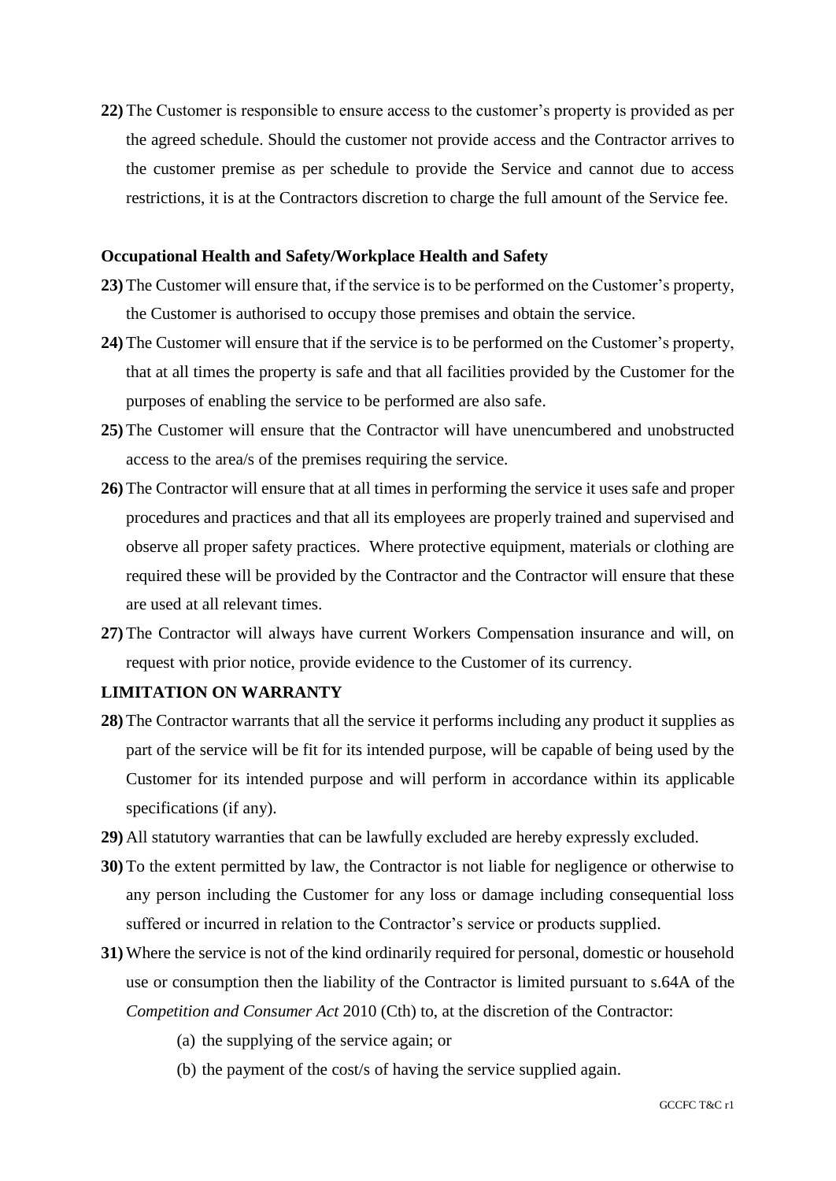**22)** The Customer is responsible to ensure access to the customer's property is provided as per the agreed schedule. Should the customer not provide access and the Contractor arrives to the customer premise as per schedule to provide the Service and cannot due to access restrictions, it is at the Contractors discretion to charge the full amount of the Service fee.

### Occupational Health and Safety/Workplace Health and Safety

**23)** The Customer will ensure that, if the service is to be performed on the Customer's property, the Customer is authorised to occupy those premises and obtain the service.

**24)** The Customer will ensure that if the service is to be performed on the Customer's property, that at all times the property is safe and that all facilities provided by the Customer for the purposes of enabling the service to be performed are also safe.

**25)** The Customer will ensure that the Contractor will have unencumbered and unobstructed access to the area/s of the premises requiring the service.

**26)** The Contractor will ensure that at all times in performing the service it uses safe and proper procedures and practices and that all its employees are properly trained and supervised and observe all proper safety practices. Where protective equipment, materials or clothing are required these will be provided by the Contractor and the Contractor will ensure that these are used at all relevant times.

**27)** The Contractor will always have current Workers Compensation insurance and will, on request with prior notice, provide evidence to the Customer of its currency.

### LIMITATION ON WARRANTY

**28)** The Contractor warrants that all the service it performs including any product it supplies as part of the service will be fit for its intended purpose, will be capable of being used by the Customer for its intended purpose and will perform in accordance within its applicable specifications (if any).

**29)** All statutory warranties that can be lawfully excluded are hereby expressly excluded.

**30)** To the extent permitted by law, the Contractor is not liable for negligence or otherwise to any person including the Customer for any loss or damage including consequential loss suffered or incurred in relation to the Contractor's service or products supplied.

**31)** Where the service is not of the kind ordinarily required for personal, domestic or household use or consumption then the liability of the Contractor is limited pursuant to s.64A of the *Competition and Consumer Act* 2010 (Cth) to, at the discretion of the Contractor:

(a) the supplying of the service again; or

(b) the payment of the cost/s of having the service supplied again.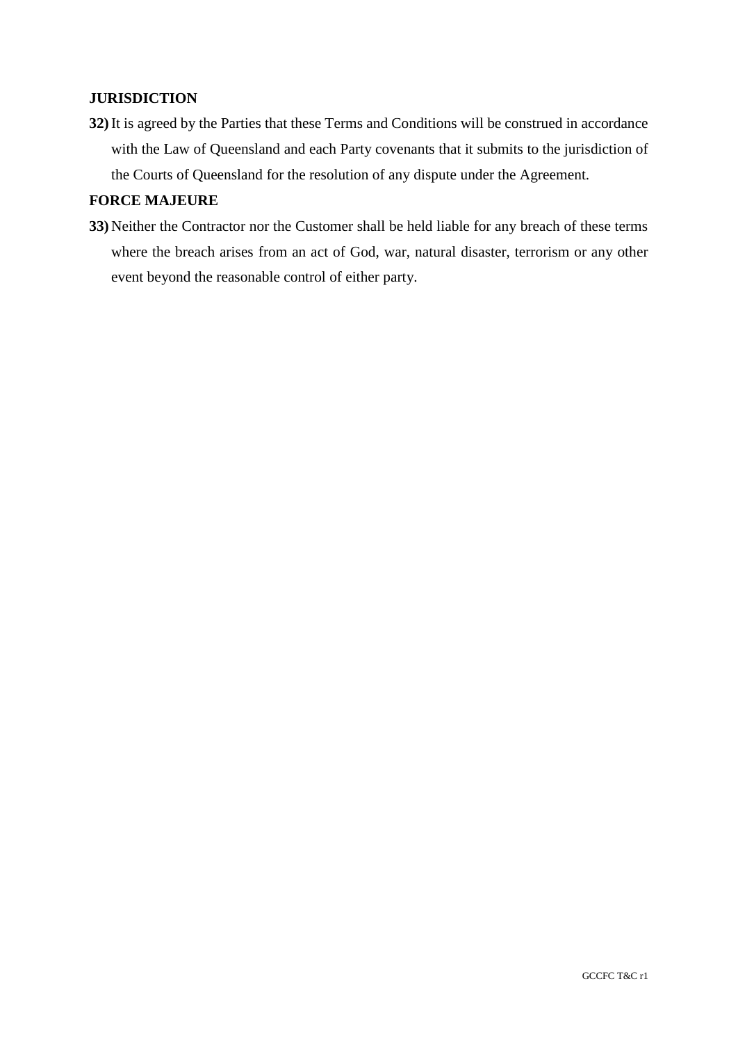**JURISDICTION**

**32)** It is agreed by the Parties that these Terms and Conditions will be construed in accordance with the Law of Queensland and each Party covenants that it submits to the jurisdiction of the Courts of Queensland for the resolution of any dispute under the Agreement.

**FORCE MAJEURE**

**33)** Neither the Contractor nor the Customer shall be held liable for any breach of these terms where the breach arises from an act of God, war, natural disaster, terrorism or any other event beyond the reasonable control of either party.